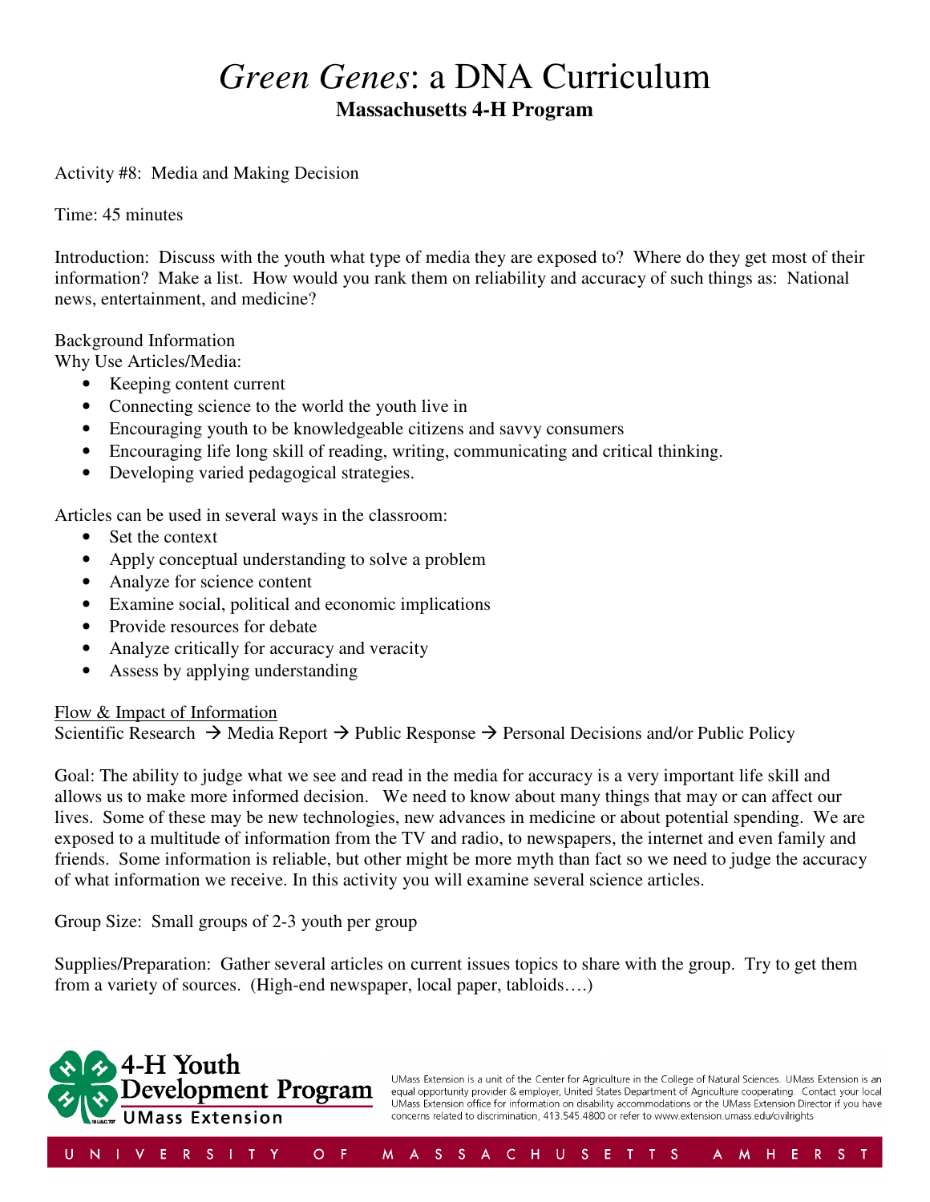# *Green Genes*: a DNA Curriculum

## Massachusetts 4-H Program

Activity #8: Media and Making Decision

Time: 45 minutes

Introduction: Discuss with the youth what type of media they are exposed to? Where do they get most of their information? Make a list. How would you rank them on reliability and accuracy of such things as: National news, entertainment, and medicine?

Background Information

Why Use Articles/Media:

- Keeping content current
- Connecting science to the world the youth live in
- Encouraging youth to be knowledgeable citizens and savvy consumers
- Encouraging life long skill of reading, writing, communicating and critical thinking.
- Developing varied pedagogical strategies.

Articles can be used in several ways in the classroom:

- Set the context
- Apply conceptual understanding to solve a problem
- Analyze for science content
- Examine social, political and economic implications
- Provide resources for debate
- Analyze critically for accuracy and veracity
- Assess by applying understanding

<u>Flow & Impact of Information</u>

Scientific Research → Media Report → Public Response → Personal Decisions and/or Public Policy

Goal: The ability to judge what we see and read in the media for accuracy is a very important life skill and allows us to make more informed decision. We need to know about many things that may or can affect our lives. Some of these may be new technologies, new advances in medicine or about potential spending. We are exposed to a multitude of information from the TV and radio, to newspapers, the internet and even family and friends. Some information is reliable, but other might be more myth than fact so we need to judge the accuracy of what information we receive. In this activity you will examine several science articles.

Group Size: Small groups of 2-3 youth per group

Supplies/Preparation: Gather several articles on current issues topics to share with the group. Try to get them from a variety of sources. (High-end newspaper, local paper, tabloids….)

4-H Youth Development Program
UMass Extension

UMass Extension is a unit of the Center for Agriculture in the College of Natural Sciences. UMass Extension is an equal opportunity provider & employer, United States Department of Agriculture cooperating. Contact your local UMass Extension office for information on disability accommodations or the UMass Extension Director if you have concerns related to discrimination, 413.545.4800 or refer to www.extension.umass.edu/civilrights

UNIVERSITY OF MASSACHUSETTS AMHERST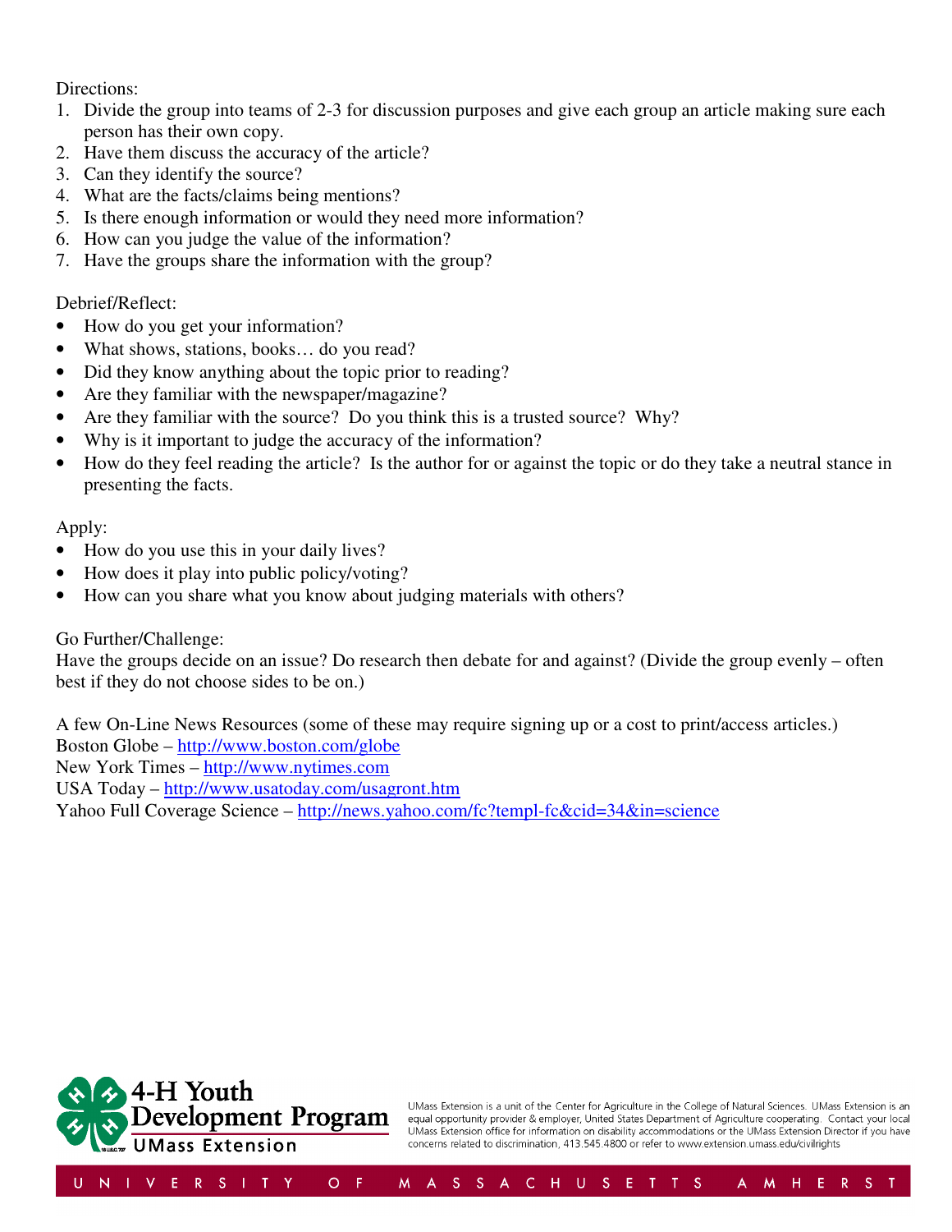Directions:

1. Divide the group into teams of 2-3 for discussion purposes and give each group an article making sure each person has their own copy.
2. Have them discuss the accuracy of the article?
3. Can they identify the source?
4. What are the facts/claims being mentions?
5. Is there enough information or would they need more information?
6. How can you judge the value of the information?
7. Have the groups share the information with the group?

Debrief/Reflect:

- How do you get your information?
- What shows, stations, books… do you read?
- Did they know anything about the topic prior to reading?
- Are they familiar with the newspaper/magazine?
- Are they familiar with the source? Do you think this is a trusted source? Why?
- Why is it important to judge the accuracy of the information?
- How do they feel reading the article? Is the author for or against the topic or do they take a neutral stance in presenting the facts.

Apply:

- How do you use this in your daily lives?
- How does it play into public policy/voting?
- How can you share what you know about judging materials with others?

Go Further/Challenge:

Have the groups decide on an issue? Do research then debate for and against? (Divide the group evenly – often best if they do not choose sides to be on.)

A few On-Line News Resources (some of these may require signing up or a cost to print/access articles.)

Boston Globe – http://www.boston.com/globe
New York Times – http://www.nytimes.com
USA Today – http://www.usatoday.com/usagront.htm
Yahoo Full Coverage Science – http://news.yahoo.com/fc?templ-fc&cid=34&in=science

4-H Youth Development Program
UMass Extension

UMass Extension is a unit of the Center for Agriculture in the College of Natural Sciences. UMass Extension is an equal opportunity provider & employer, United States Department of Agriculture cooperating. Contact your local UMass Extension office for information on disability accommodations or the UMass Extension Director if you have concerns related to discrimination, 413.545.4800 or refer to www.extension.umass.edu/civilrights

UNIVERSITY OF MASSACHUSETTS AMHERST